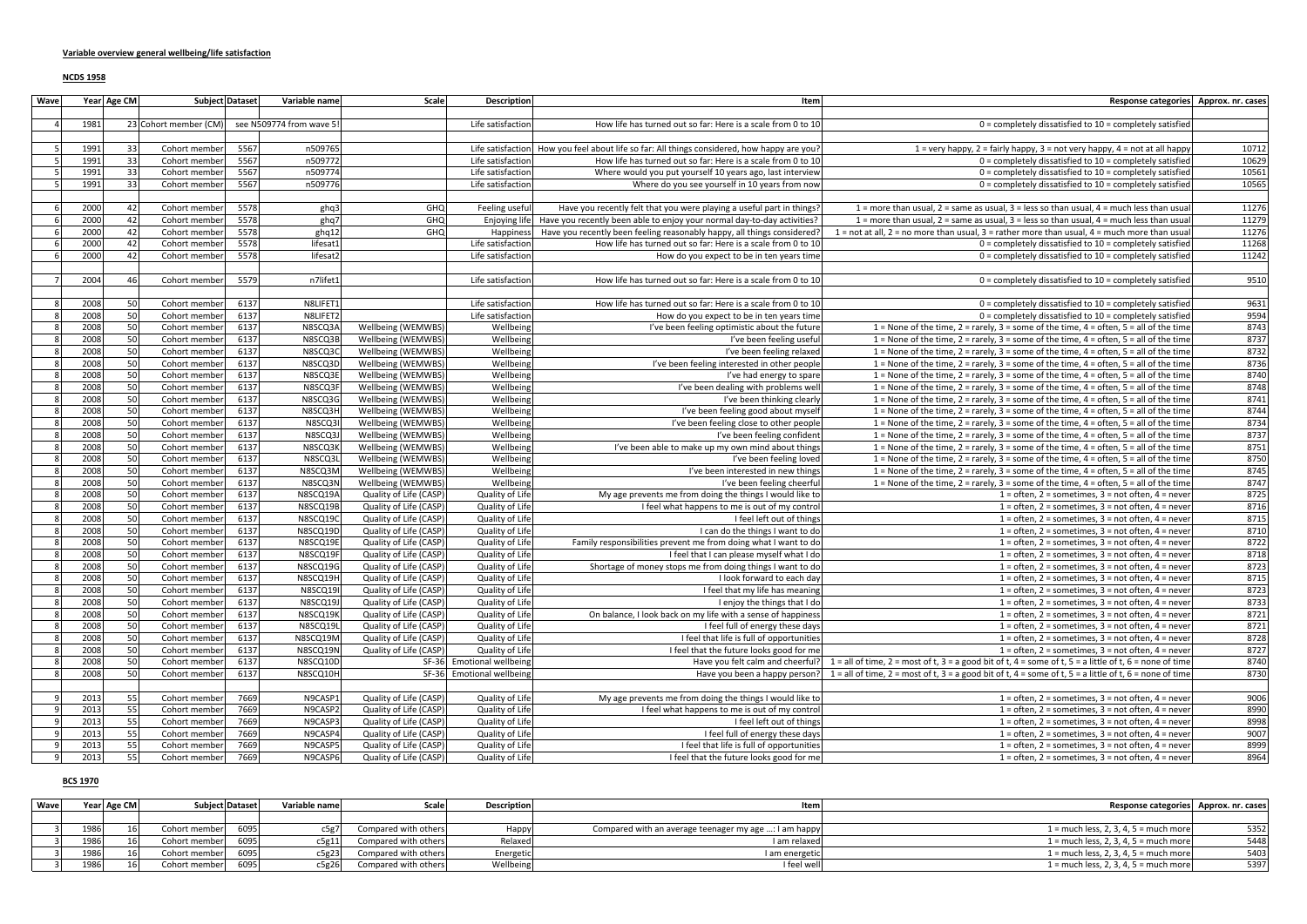**Variable overview general wellbeing/life satisfaction**

**NCDS 1958**

| Wave | Year | Age CM | Subject | Dataset | Variable name | Scale | Description | Item | Response categories | Approx. nr. cases |
|---|---|---|---|---|---|---|---|---|---|---|
| 4 | 1981 | 23 | Cohort member (CM) | see N509774 from wave 5! | | | Life satisfaction | How life has turned out so far: Here is a scale from 0 to 10 | 0 = completely dissatisfied to 10 = completely satisfied | |
| 5 | 1991 | 33 | Cohort member | 5567 | n509765 | | Life satisfaction | How you feel about life so far: All things considered, how happy are you? | 1 = very happy, 2 = fairly happy, 3 = not very happy, 4 = not at all happy | 10712 |
| 5 | 1991 | 33 | Cohort member | 5567 | n509772 | | Life satisfaction | How life has turned out so far: Here is a scale from 0 to 10 | 0 = completely dissatisfied to 10 = completely satisfied | 10629 |
| 5 | 1991 | 33 | Cohort member | 5567 | n509774 | | Life satisfaction | Where would you put yourself 10 years ago, last interview | 0 = completely dissatisfied to 10 = completely satisfied | 10561 |
| 5 | 1991 | 33 | Cohort member | 5567 | n509776 | | Life satisfaction | Where do you see yourself in 10 years from now | 0 = completely dissatisfied to 10 = completely satisfied | 10565 |
| 6 | 2000 | 42 | Cohort member | 5578 | ghq3 | GHQ | Feeling useful | Have you recently felt that you were playing a useful part in things? | 1 = more than usual, 2 = same as usual, 3 = less so than usual, 4 = much less than usual | 11276 |
| 6 | 2000 | 42 | Cohort member | 5578 | ghq7 | GHQ | Enjoying life | Have you recently been able to enjoy your normal day-to-day activities? | 1 = more than usual, 2 = same as usual, 3 = less so than usual, 4 = much less than usual | 11279 |
| 6 | 2000 | 42 | Cohort member | 5578 | ghq12 | GHQ | Happiness | Have you recently been feeling reasonably happy, all things considered? | 1 = not at all, 2 = no more than usual, 3 = rather more than usual, 4 = much more than usual | 11276 |
| 6 | 2000 | 42 | Cohort member | 5578 | lifesat1 | | Life satisfaction | How life has turned out so far: Here is a scale from 0 to 10 | 0 = completely dissatisfied to 10 = completely satisfied | 11268 |
| 6 | 2000 | 42 | Cohort member | 5578 | lifesat2 | | Life satisfaction | How do you expect to be in ten years time | 0 = completely dissatisfied to 10 = completely satisfied | 11242 |
| 7 | 2004 | 46 | Cohort member | 5579 | n7lifet1 | | Life satisfaction | How life has turned out so far: Here is a scale from 0 to 10 | 0 = completely dissatisfied to 10 = completely satisfied | 9510 |
| 8 | 2008 | 50 | Cohort member | 6137 | N8LIFET1 | | Life satisfaction | How life has turned out so far: Here is a scale from 0 to 10 | 0 = completely dissatisfied to 10 = completely satisfied | 9631 |
| 8 | 2008 | 50 | Cohort member | 6137 | N8LIFET2 | | Life satisfaction | How do you expect to be in ten years time | 0 = completely dissatisfied to 10 = completely satisfied | 9594 |
| 8 | 2008 | 50 | Cohort member | 6137 | N8SCQ3A | Wellbeing (WEMWBS) | Wellbeing | I've been feeling optimistic about the future | 1 = None of the time, 2 = rarely, 3 = some of the time, 4 = often, 5 = all of the time | 8743 |
| 8 | 2008 | 50 | Cohort member | 6137 | N8SCQ3B | Wellbeing (WEMWBS) | Wellbeing | I've been feeling useful | 1 = None of the time, 2 = rarely, 3 = some of the time, 4 = often, 5 = all of the time | 8737 |
| 8 | 2008 | 50 | Cohort member | 6137 | N8SCQ3C | Wellbeing (WEMWBS) | Wellbeing | I've been feeling relaxed | 1 = None of the time, 2 = rarely, 3 = some of the time, 4 = often, 5 = all of the time | 8732 |
| 8 | 2008 | 50 | Cohort member | 6137 | N8SCQ3D | Wellbeing (WEMWBS) | Wellbeing | I've been feeling interested in other people | 1 = None of the time, 2 = rarely, 3 = some of the time, 4 = often, 5 = all of the time | 8736 |
| 8 | 2008 | 50 | Cohort member | 6137 | N8SCQ3E | Wellbeing (WEMWBS) | Wellbeing | I've had energy to spare | 1 = None of the time, 2 = rarely, 3 = some of the time, 4 = often, 5 = all of the time | 8740 |
| 8 | 2008 | 50 | Cohort member | 6137 | N8SCQ3F | Wellbeing (WEMWBS) | Wellbeing | I've been dealing with problems well | 1 = None of the time, 2 = rarely, 3 = some of the time, 4 = often, 5 = all of the time | 8748 |
| 8 | 2008 | 50 | Cohort member | 6137 | N8SCQ3G | Wellbeing (WEMWBS) | Wellbeing | I've been thinking clearly | 1 = None of the time, 2 = rarely, 3 = some of the time, 4 = often, 5 = all of the time | 8741 |
| 8 | 2008 | 50 | Cohort member | 6137 | N8SCQ3H | Wellbeing (WEMWBS) | Wellbeing | I've been feeling good about myself | 1 = None of the time, 2 = rarely, 3 = some of the time, 4 = often, 5 = all of the time | 8744 |
| 8 | 2008 | 50 | Cohort member | 6137 | N8SCQ3I | Wellbeing (WEMWBS) | Wellbeing | I've been feeling close to other people | 1 = None of the time, 2 = rarely, 3 = some of the time, 4 = often, 5 = all of the time | 8734 |
| 8 | 2008 | 50 | Cohort member | 6137 | N8SCQ3J | Wellbeing (WEMWBS) | Wellbeing | I've been feeling confident | 1 = None of the time, 2 = rarely, 3 = some of the time, 4 = often, 5 = all of the time | 8737 |
| 8 | 2008 | 50 | Cohort member | 6137 | N8SCQ3K | Wellbeing (WEMWBS) | Wellbeing | I've been able to make up my own mind about things | 1 = None of the time, 2 = rarely, 3 = some of the time, 4 = often, 5 = all of the time | 8751 |
| 8 | 2008 | 50 | Cohort member | 6137 | N8SCQ3L | Wellbeing (WEMWBS) | Wellbeing | I've been feeling loved | 1 = None of the time, 2 = rarely, 3 = some of the time, 4 = often, 5 = all of the time | 8750 |
| 8 | 2008 | 50 | Cohort member | 6137 | N8SCQ3M | Wellbeing (WEMWBS) | Wellbeing | I've been interested in new things | 1 = None of the time, 2 = rarely, 3 = some of the time, 4 = often, 5 = all of the time | 8745 |
| 8 | 2008 | 50 | Cohort member | 6137 | N8SCQ3N | Wellbeing (WEMWBS) | Wellbeing | I've been feeling cheerful | 1 = None of the time, 2 = rarely, 3 = some of the time, 4 = often, 5 = all of the time | 8747 |
| 8 | 2008 | 50 | Cohort member | 6137 | N8SCQ19A | Quality of Life (CASP) | Quality of Life | My age prevents me from doing the things I would like to | 1 = often, 2 = sometimes, 3 = not often, 4 = never | 8725 |
| 8 | 2008 | 50 | Cohort member | 6137 | N8SCQ19B | Quality of Life (CASP) | Quality of Life | I feel what happens to me is out of my control | 1 = often, 2 = sometimes, 3 = not often, 4 = never | 8716 |
| 8 | 2008 | 50 | Cohort member | 6137 | N8SCQ19C | Quality of Life (CASP) | Quality of Life | I feel left out of things | 1 = often, 2 = sometimes, 3 = not often, 4 = never | 8715 |
| 8 | 2008 | 50 | Cohort member | 6137 | N8SCQ19D | Quality of Life (CASP) | Quality of Life | I can do the things I want to do | 1 = often, 2 = sometimes, 3 = not often, 4 = never | 8710 |
| 8 | 2008 | 50 | Cohort member | 6137 | N8SCQ19E | Quality of Life (CASP) | Quality of Life | Family responsibilities prevent me from doing what I want to do | 1 = often, 2 = sometimes, 3 = not often, 4 = never | 8722 |
| 8 | 2008 | 50 | Cohort member | 6137 | N8SCQ19F | Quality of Life (CASP) | Quality of Life | I feel that I can please myself what I do | 1 = often, 2 = sometimes, 3 = not often, 4 = never | 8718 |
| 8 | 2008 | 50 | Cohort member | 6137 | N8SCQ19G | Quality of Life (CASP) | Quality of Life | Shortage of money stops me from doing things I want to do | 1 = often, 2 = sometimes, 3 = not often, 4 = never | 8723 |
| 8 | 2008 | 50 | Cohort member | 6137 | N8SCQ19H | Quality of Life (CASP) | Quality of Life | I look forward to each day | 1 = often, 2 = sometimes, 3 = not often, 4 = never | 8715 |
| 8 | 2008 | 50 | Cohort member | 6137 | N8SCQ19I | Quality of Life (CASP) | Quality of Life | I feel that my life has meaning | 1 = often, 2 = sometimes, 3 = not often, 4 = never | 8723 |
| 8 | 2008 | 50 | Cohort member | 6137 | N8SCQ19J | Quality of Life (CASP) | Quality of Life | I enjoy the things that I do | 1 = often, 2 = sometimes, 3 = not often, 4 = never | 8733 |
| 8 | 2008 | 50 | Cohort member | 6137 | N8SCQ19K | Quality of Life (CASP) | Quality of Life | On balance, I look back on my life with a sense of happiness | 1 = often, 2 = sometimes, 3 = not often, 4 = never | 8721 |
| 8 | 2008 | 50 | Cohort member | 6137 | N8SCQ19L | Quality of Life (CASP) | Quality of Life | I feel full of energy these days | 1 = often, 2 = sometimes, 3 = not often, 4 = never | 8721 |
| 8 | 2008 | 50 | Cohort member | 6137 | N8SCQ19M | Quality of Life (CASP) | Quality of Life | I feel that life is full of opportunities | 1 = often, 2 = sometimes, 3 = not often, 4 = never | 8728 |
| 8 | 2008 | 50 | Cohort member | 6137 | N8SCQ19N | Quality of Life (CASP) | Quality of Life | I feel that the future looks good for me | 1 = often, 2 = sometimes, 3 = not often, 4 = never | 8727 |
| 8 | 2008 | 50 | Cohort member | 6137 | N8SCQ10D | SF-36 | Emotional wellbeing | Have you felt calm and cheerful? | 1 = all of time, 2 = most of t, 3 = a good bit of t, 4 = some of t, 5 = a little of t, 6 = none of time | 8740 |
| 8 | 2008 | 50 | Cohort member | 6137 | N8SCQ10H | SF-36 | Emotional wellbeing | Have you been a happy person? | 1 = all of time, 2 = most of t, 3 = a good bit of t, 4 = some of t, 5 = a little of t, 6 = none of time | 8730 |
| 9 | 2013 | 55 | Cohort member | 7669 | N9CASP1 | Quality of Life (CASP) | Quality of Life | My age prevents me from doing the things I would like to | 1 = often, 2 = sometimes, 3 = not often, 4 = never | 9006 |
| 9 | 2013 | 55 | Cohort member | 7669 | N9CASP2 | Quality of Life (CASP) | Quality of Life | I feel what happens to me is out of my control | 1 = often, 2 = sometimes, 3 = not often, 4 = never | 8990 |
| 9 | 2013 | 55 | Cohort member | 7669 | N9CASP3 | Quality of Life (CASP) | Quality of Life | I feel left out of things | 1 = often, 2 = sometimes, 3 = not often, 4 = never | 8998 |
| 9 | 2013 | 55 | Cohort member | 7669 | N9CASP4 | Quality of Life (CASP) | Quality of Life | I feel full of energy these days | 1 = often, 2 = sometimes, 3 = not often, 4 = never | 9007 |
| 9 | 2013 | 55 | Cohort member | 7669 | N9CASP5 | Quality of Life (CASP) | Quality of Life | I feel that life is full of opportunities | 1 = often, 2 = sometimes, 3 = not often, 4 = never | 8999 |
| 9 | 2013 | 55 | Cohort member | 7669 | N9CASP6 | Quality of Life (CASP) | Quality of Life | I feel that the future looks good for me | 1 = often, 2 = sometimes, 3 = not often, 4 = never | 8964 |

**BCS 1970**

| Wave | Year | Age CM | Subject | Dataset | Variable name | Scale | Description | Item | Response categories | Approx. nr. cases |
|---|---|---|---|---|---|---|---|---|---|---|
| 3 | 1986 | 16 | Cohort member | 6095 | c5g7 | Compared with others | Happy | Compared with an average teenager my age ...: I am happy | 1 = much less, 2, 3, 4, 5 = much more | 5352 |
| 3 | 1986 | 16 | Cohort member | 6095 | c5g11 | Compared with others | Relaxed | I am relaxed | 1 = much less, 2, 3, 4, 5 = much more | 5448 |
| 3 | 1986 | 16 | Cohort member | 6095 | c5g23 | Compared with others | Energetic | I am energetic | 1 = much less, 2, 3, 4, 5 = much more | 5403 |
| 3 | 1986 | 16 | Cohort member | 6095 | c5g26 | Compared with others | Wellbeing | I feel well | 1 = much less, 2, 3, 4, 5 = much more | 5397 |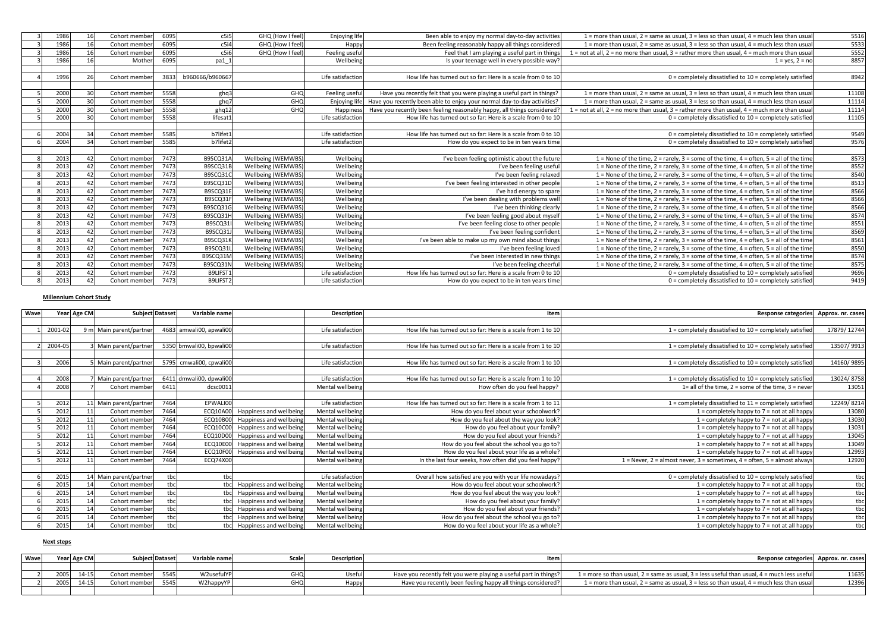| | | | | | | | | | | |
|---|---|---|---|---|---|---|---|---|---|---|
| 3 | 1986 | 16 | Cohort member | 6095 | c5i5 | GHQ (How I feel) | Enjoying life | Been able to enjoy my normal day-to-day activities | 1 = more than usual, 2 = same as usual, 3 = less so than usual, 4 = much less than usual | 5516 |
| 3 | 1986 | 16 | Cohort member | 6095 | c5i4 | GHQ (How I feel) | Happy | Been feeling reasonably happy all things considered | 1 = more than usual, 2 = same as usual, 3 = less so than usual, 4 = much less than usual | 5533 |
| 3 | 1986 | 16 | Cohort member | 6095 | c5i6 | GHQ (How I feel) | Feeling useful | Feel that I am playing a useful part in things | 1 = not at all, 2 = no more than usual, 3 = rather more than usual, 4 = much more than usual | 5552 |
| 3 | 1986 | 16 | Mother | 6095 | pa1_1 | | Wellbeing | Is your teenage well in every possible way? | 1 = yes, 2 = no | 8857 |
| | | | | | | | | | | |
| 4 | 1996 | 26 | Cohort member | 3833 | b960666/b960667 | | Life satisfaction | How life has turned out so far: Here is a scale from 0 to 10 | 0 = completely dissatisfied to 10 = completely satisfied | 8942 |
| | | | | | | | | | | |
| 5 | 2000 | 30 | Cohort member | 5558 | ghq3 | GHQ | Feeling useful | Have you recently felt that you were playing a useful part in things? | 1 = more than usual, 2 = same as usual, 3 = less so than usual, 4 = much less than usual | 11108 |
| 5 | 2000 | 30 | Cohort member | 5558 | ghq7 | GHQ | Enjoying life | Have you recently been able to enjoy your normal day-to-day activities? | 1 = more than usual, 2 = same as usual, 3 = less so than usual, 4 = much less than usual | 11114 |
| 5 | 2000 | 30 | Cohort member | 5558 | ghq12 | GHQ | Happiness | Have you recently been feeling reasonably happy, all things considered? | 1 = not at all, 2 = no more than usual, 3 = rather more than usual, 4 = much more than usual | 11114 |
| 5 | 2000 | 30 | Cohort member | 5558 | lifesat1 | | Life satisfaction | How life has turned out so far: Here is a scale from 0 to 10 | 0 = completely dissatisfied to 10 = completely satisfied | 11105 |
| | | | | | | | | | | |
| 6 | 2004 | 34 | Cohort member | 5585 | b7lifet1 | | Life satisfaction | How life has turned out so far: Here is a scale from 0 to 10 | 0 = completely dissatisfied to 10 = completely satisfied | 9549 |
| 6 | 2004 | 34 | Cohort member | 5585 | b7lifet2 | | Life satisfaction | How do you expect to be in ten years time | 0 = completely dissatisfied to 10 = completely satisfied | 9576 |
| | | | | | | | | | | |
| 8 | 2013 | 42 | Cohort member | 7473 | B9SCQ31A | Wellbeing (WEMWBS) | Wellbeing | I've been feeling optimistic about the future | 1 = None of the time, 2 = rarely, 3 = some of the time, 4 = often, 5 = all of the time | 8573 |
| 8 | 2013 | 42 | Cohort member | 7473 | B9SCQ31B | Wellbeing (WEMWBS) | Wellbeing | I've been feeling useful | 1 = None of the time, 2 = rarely, 3 = some of the time, 4 = often, 5 = all of the time | 8552 |
| 8 | 2013 | 42 | Cohort member | 7473 | B9SCQ31C | Wellbeing (WEMWBS) | Wellbeing | I've been feeling relaxed | 1 = None of the time, 2 = rarely, 3 = some of the time, 4 = often, 5 = all of the time | 8540 |
| 8 | 2013 | 42 | Cohort member | 7473 | B9SCQ31D | Wellbeing (WEMWBS) | Wellbeing | I've been feeling interested in other people | 1 = None of the time, 2 = rarely, 3 = some of the time, 4 = often, 5 = all of the time | 8513 |
| 8 | 2013 | 42 | Cohort member | 7473 | B9SCQ31E | Wellbeing (WEMWBS) | Wellbeing | I've had energy to spare | 1 = None of the time, 2 = rarely, 3 = some of the time, 4 = often, 5 = all of the time | 8566 |
| 8 | 2013 | 42 | Cohort member | 7473 | B9SCQ31F | Wellbeing (WEMWBS) | Wellbeing | I've been dealing with problems well | 1 = None of the time, 2 = rarely, 3 = some of the time, 4 = often, 5 = all of the time | 8566 |
| 8 | 2013 | 42 | Cohort member | 7473 | B9SCQ31G | Wellbeing (WEMWBS) | Wellbeing | I've been thinking clearly | 1 = None of the time, 2 = rarely, 3 = some of the time, 4 = often, 5 = all of the time | 8566 |
| 8 | 2013 | 42 | Cohort member | 7473 | B9SCQ31H | Wellbeing (WEMWBS) | Wellbeing | I've been feeling good about myself | 1 = None of the time, 2 = rarely, 3 = some of the time, 4 = often, 5 = all of the time | 8574 |
| 8 | 2013 | 42 | Cohort member | 7473 | B9SCQ31I | Wellbeing (WEMWBS) | Wellbeing | I've been feeling close to other people | 1 = None of the time, 2 = rarely, 3 = some of the time, 4 = often, 5 = all of the time | 8551 |
| 8 | 2013 | 42 | Cohort member | 7473 | B9SCQ31J | Wellbeing (WEMWBS) | Wellbeing | I've been feeling confident | 1 = None of the time, 2 = rarely, 3 = some of the time, 4 = often, 5 = all of the time | 8569 |
| 8 | 2013 | 42 | Cohort member | 7473 | B9SCQ31K | Wellbeing (WEMWBS) | Wellbeing | I've been able to make up my own mind about things | 1 = None of the time, 2 = rarely, 3 = some of the time, 4 = often, 5 = all of the time | 8561 |
| 8 | 2013 | 42 | Cohort member | 7473 | B9SCQ31L | Wellbeing (WEMWBS) | Wellbeing | I've been feeling loved | 1 = None of the time, 2 = rarely, 3 = some of the time, 4 = often, 5 = all of the time | 8550 |
| 8 | 2013 | 42 | Cohort member | 7473 | B9SCQ31M | Wellbeing (WEMWBS) | Wellbeing | I've been interested in new things | 1 = None of the time, 2 = rarely, 3 = some of the time, 4 = often, 5 = all of the time | 8574 |
| 8 | 2013 | 42 | Cohort member | 7473 | B9SCQ31N | Wellbeing (WEMWBS) | Wellbeing | I've been feeling cheerful | 1 = None of the time, 2 = rarely, 3 = some of the time, 4 = often, 5 = all of the time | 8575 |
| 8 | 2013 | 42 | Cohort member | 7473 | B9LIFST1 | | Life satisfaction | How life has turned out so far: Here is a scale from 0 to 10 | 0 = completely dissatisfied to 10 = completely satisfied | 9696 |
| 8 | 2013 | 42 | Cohort member | 7473 | B9LIFST2 | | Life satisfaction | How do you expect to be in ten years time | 0 = completely dissatisfied to 10 = completely satisfied | 9419 |

**Millennium Cohort Study**

| Wave | Year | Age CM | Subject | Dataset | Variable name | | Description | Item | Response categories | Approx. nr. cases |
|---|---|---|---|---|---|---|---|---|---|---|
| | | | | | | | | | | |
| 1 | 2001-02 | 9 m | Main parent/partner | 4683 | amwali00, apwali00 | | Life satisfaction | How life has turned out so far: Here is a scale from 1 to 10 | 1 = completely dissatisfied to 10 = completely satisfied | 17879/ 12744 |
| | | | | | | | | | | |
| 2 | 2004-05 | 3 | Main parent/partner | 5350 | bmwali00, bpwali00 | | Life satisfaction | How life has turned out so far: Here is a scale from 1 to 10 | 1 = completely dissatisfied to 10 = completely satisfied | 13507/ 9913 |
| | | | | | | | | | | |
| 3 | 2006 | 5 | Main parent/partner | 5795 | cmwali00, cpwali00 | | Life satisfaction | How life has turned out so far: Here is a scale from 1 to 10 | 1 = completely dissatisfied to 10 = completely satisfied | 14160/ 9895 |
| | | | | | | | | | | |
| 4 | 2008 | 7 | Main parent/partner | 6411 | dmwali00, dpwali00 | | Life satisfaction | How life has turned out so far: Here is a scale from 1 to 10 | 1 = completely dissatisfied to 10 = completely satisfied | 13024/ 8758 |
| 4 | 2008 | 7 | Cohort member | 6411 | dcsc0011 | | Mental wellbeing | How often do you feel happy? | 1= all of the time, 2 = some of the time, 3 = never | 13051 |
| | | | | | | | | | | |
| 5 | 2012 | 11 | Main parent/partner | 7464 | EPWALI00 | | Life satisfaction | How life has turned out so far: Here is a scale from 1 to 11 | 1 = completely dissatisfied to 11 = completely satisfied | 12249/ 8214 |
| 5 | 2012 | 11 | Cohort member | 7464 | ECQ10A00 | Happiness and wellbeing | Mental wellbeing | How do you feel about your schoolwork? | 1 = completely happy to 7 = not at all happy | 13080 |
| 5 | 2012 | 11 | Cohort member | 7464 | ECQ10B00 | Happiness and wellbeing | Mental wellbeing | How do you feel about the way you look? | 1 = completely happy to 7 = not at all happy | 13030 |
| 5 | 2012 | 11 | Cohort member | 7464 | ECQ10C00 | Happiness and wellbeing | Mental wellbeing | How do you feel about your family? | 1 = completely happy to 7 = not at all happy | 13031 |
| 5 | 2012 | 11 | Cohort member | 7464 | ECQ10D00 | Happiness and wellbeing | Mental wellbeing | How do you feel about your friends? | 1 = completely happy to 7 = not at all happy | 13045 |
| 5 | 2012 | 11 | Cohort member | 7464 | ECQ10E00 | Happiness and wellbeing | Mental wellbeing | How do you feel about the school you go to? | 1 = completely happy to 7 = not at all happy | 13049 |
| 5 | 2012 | 11 | Cohort member | 7464 | ECQ10F00 | Happiness and wellbeing | Mental wellbeing | How do you feel about your life as a whole? | 1 = completely happy to 7 = not at all happy | 12993 |
| 5 | 2012 | 11 | Cohort member | 7464 | ECQ74X00 | | Mental wellbeing | In the last four weeks, how often did you feel happy? | 1 = Never, 2 = almost never, 3 = sometimes, 4 = often, 5 = almost always | 12920 |
| | | | | | | | | | | |
| 6 | 2015 | 14 | Main parent/partner | tbc | tbc | | Life satisfaction | Overall how satisfied are you with your life nowadays? | 0 = completely dissatisfied to 10 = completely satisfied | tbc |
| 6 | 2015 | 14 | Cohort member | tbc | tbc | Happiness and wellbeing | Mental wellbeing | How do you feel about your schoolwork? | 1 = completely happy to 7 = not at all happy | tbc |
| 6 | 2015 | 14 | Cohort member | tbc | tbc | Happiness and wellbeing | Mental wellbeing | How do you feel about the way you look? | 1 = completely happy to 7 = not at all happy | tbc |
| 6 | 2015 | 14 | Cohort member | tbc | tbc | Happiness and wellbeing | Mental wellbeing | How do you feel about your family? | 1 = completely happy to 7 = not at all happy | tbc |
| 6 | 2015 | 14 | Cohort member | tbc | tbc | Happiness and wellbeing | Mental wellbeing | How do you feel about your friends? | 1 = completely happy to 7 = not at all happy | tbc |
| 6 | 2015 | 14 | Cohort member | tbc | tbc | Happiness and wellbeing | Mental wellbeing | How do you feel about the school you go to? | 1 = completely happy to 7 = not at all happy | tbc |
| 6 | 2015 | 14 | Cohort member | tbc | tbc | Happiness and wellbeing | Mental wellbeing | How do you feel about your life as a whole? | 1 = completely happy to 7 = not at all happy | tbc |

**Next steps**

| Wave | Year | Age CM | Subject | Dataset | Variable name | Scale | Description | Item | Response categories | Approx. nr. cases |
|---|---|---|---|---|---|---|---|---|---|---|
| | | | | | | | | | | |
| 2 | 2005 | 14-15 | Cohort member | 5545 | W2usefulYP | GHQ | Useful | Have you recently felt you were playing a useful part in things? | 1 = more so than usual, 2 = same as usual, 3 = less useful than usual, 4 = much less useful | 11635 |
| 2 | 2005 | 14-15 | Cohort member | 5545 | W2happyYP | GHQ | Happy | Have you recently been feeling happy all things considered? | 1 = more than usual, 2 = same as usual, 3 = less so than usual, 4 = much less than usual | 12396 |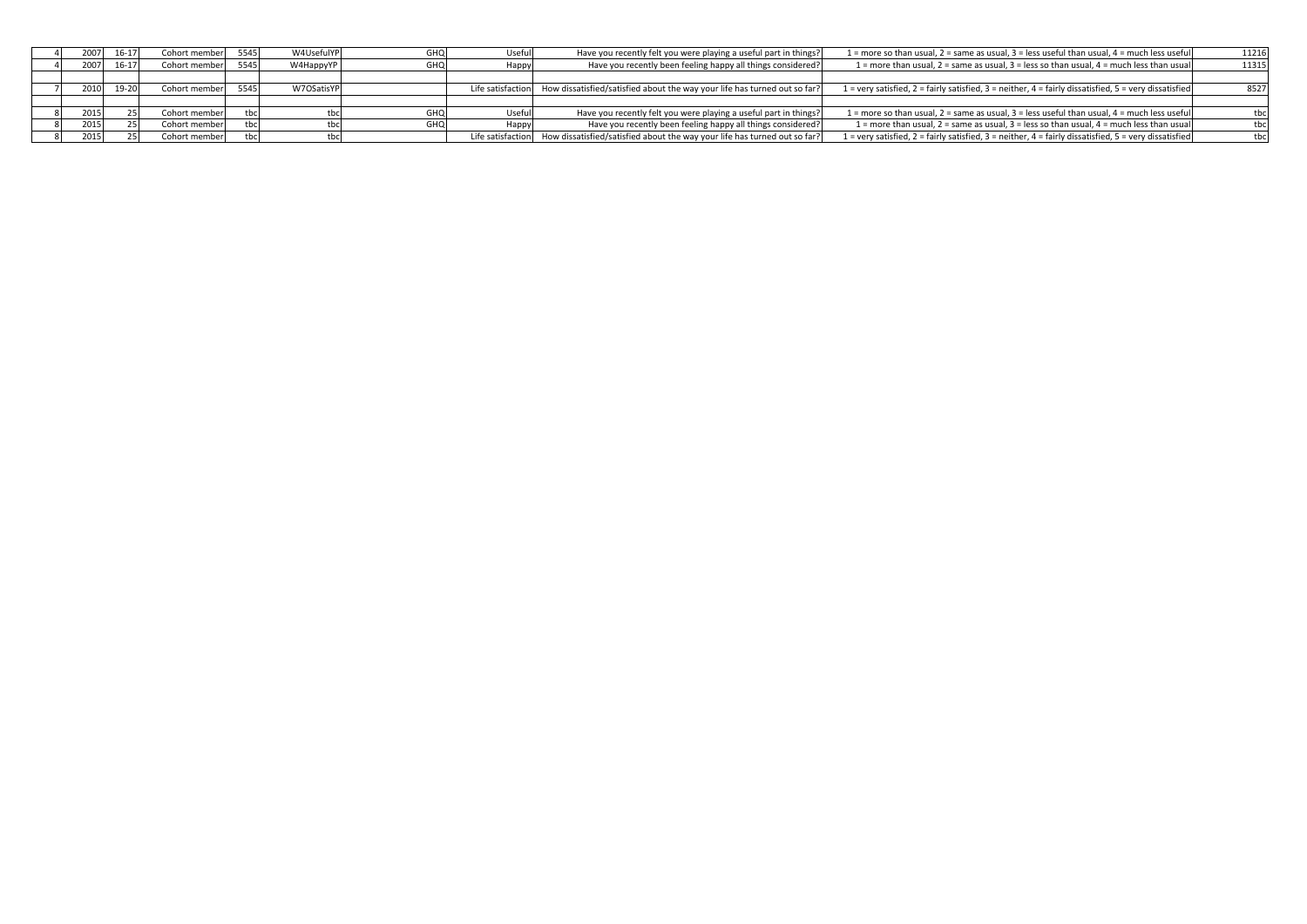| | | | | | | | | | | |
|---|---|---|---|---|---|---|---|---|---|---|
| 4 | 2007 | 16-17 | Cohort member | 5545 | W4UsefulYP | GHQ | Useful | Have you recently felt you were playing a useful part in things? | 1 = more so than usual, 2 = same as usual, 3 = less useful than usual, 4 = much less useful | 11216 |
| 4 | 2007 | 16-17 | Cohort member | 5545 | W4HappyYP | GHQ | Happy | Have you recently been feeling happy all things considered? | 1 = more than usual, 2 = same as usual, 3 = less so than usual, 4 = much less than usual | 11315 |
| | | | | | | | | | | |
| 7 | 2010 | 19-20 | Cohort member | 5545 | W7OSatisYP | | Life satisfaction | How dissatisfied/satisfied about the way your life has turned out so far? | 1 = very satisfied, 2 = fairly satisfied, 3 = neither, 4 = fairly dissatisfied, 5 = very dissatisfied | 8527 |
| | | | | | | | | | | |
| 8 | 2015 | 25 | Cohort member | tbc | tbc | GHQ | Useful | Have you recently felt you were playing a useful part in things? | 1 = more so than usual, 2 = same as usual, 3 = less useful than usual, 4 = much less useful | tbc |
| 8 | 2015 | 25 | Cohort member | tbc | tbc | GHQ | Happy | Have you recently been feeling happy all things considered? | 1 = more than usual, 2 = same as usual, 3 = less so than usual, 4 = much less than usual | tbc |
| 8 | 2015 | 25 | Cohort member | tbc | tbc | | Life satisfaction | How dissatisfied/satisfied about the way your life has turned out so far? | 1 = very satisfied, 2 = fairly satisfied, 3 = neither, 4 = fairly dissatisfied, 5 = very dissatisfied | tbc |